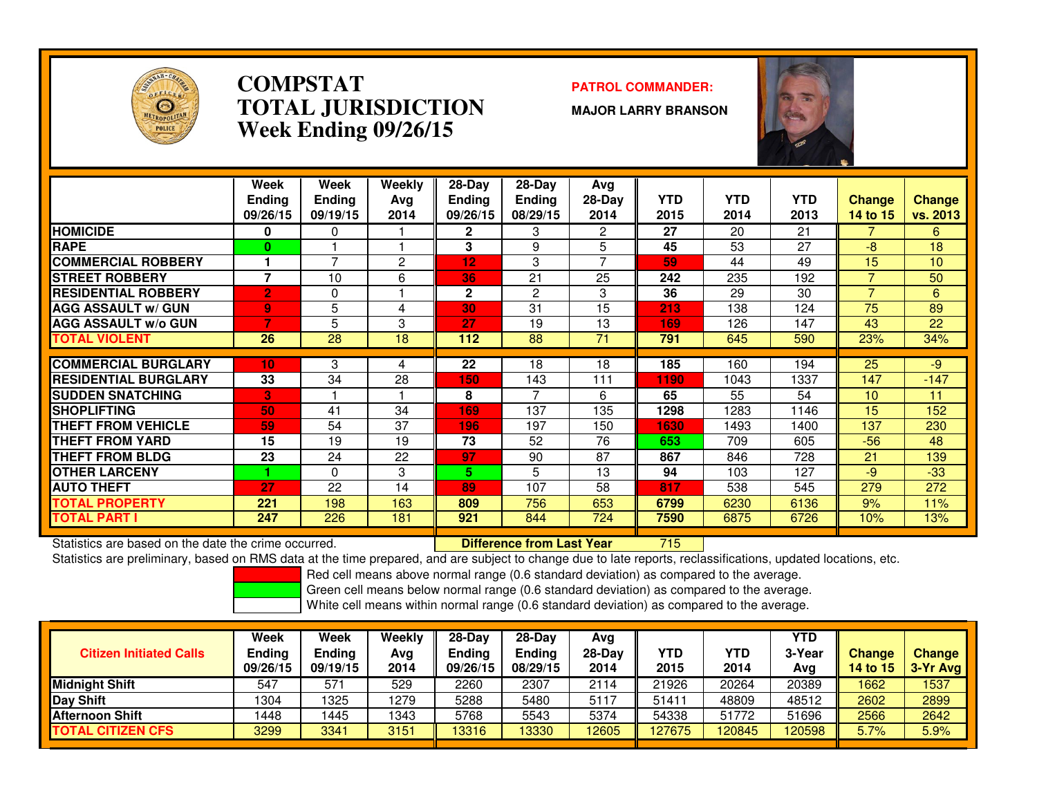# COMPSTAT
# TOTAL JURISDICTION
## Week Ending 09/26/15

**PATROL COMMANDER:**

**MAJOR LARRY BRANSON**

| | Week Ending 09/26/15 | Week Ending 09/19/15 | Weekly Avg 2014 | 28-Day Ending 09/26/15 | 28-Day Ending 08/29/15 | Avg 28-Day 2014 | YTD 2015 | YTD 2014 | YTD 2013 | Change 14 to 15 | Change vs. 2013 |
|---|---|---|---|---|---|---|---|---|---|---|---|
| HOMICIDE | 0 | 0 | 1 | 2 | 3 | 2 | 27 | 20 | 21 | 7 | 6 |
| RAPE | 0 | 1 | 1 | 3 | 9 | 5 | 45 | 53 | 27 | -8 | 18 |
| COMMERCIAL ROBBERY | 1 | 7 | 2 | 12 | 3 | 7 | 59 | 44 | 49 | 15 | 10 |
| STREET ROBBERY | 7 | 10 | 6 | 36 | 21 | 25 | 242 | 235 | 192 | 7 | 50 |
| RESIDENTIAL ROBBERY | 2 | 0 | 1 | 2 | 2 | 3 | 36 | 29 | 30 | 7 | 6 |
| AGG ASSAULT w/ GUN | 9 | 5 | 4 | 30 | 31 | 15 | 213 | 138 | 124 | 75 | 89 |
| AGG ASSAULT w/o GUN | 7 | 5 | 3 | 27 | 19 | 13 | 169 | 126 | 147 | 43 | 22 |
| TOTAL VIOLENT | 26 | 28 | 18 | 112 | 88 | 71 | 791 | 645 | 590 | 23% | 34% |
| COMMERCIAL BURGLARY | 10 | 3 | 4 | 22 | 18 | 18 | 185 | 160 | 194 | 25 | -9 |
| RESIDENTIAL BURGLARY | 33 | 34 | 28 | 150 | 143 | 111 | 1190 | 1043 | 1337 | 147 | -147 |
| SUDDEN SNATCHING | 3 | 1 | 1 | 8 | 7 | 6 | 65 | 55 | 54 | 10 | 11 |
| SHOPLIFTING | 50 | 41 | 34 | 169 | 137 | 135 | 1298 | 1283 | 1146 | 15 | 152 |
| THEFT FROM VEHICLE | 59 | 54 | 37 | 196 | 197 | 150 | 1630 | 1493 | 1400 | 137 | 230 |
| THEFT FROM YARD | 15 | 19 | 19 | 73 | 52 | 76 | 653 | 709 | 605 | -56 | 48 |
| THEFT FROM BLDG | 23 | 24 | 22 | 97 | 90 | 87 | 867 | 846 | 728 | 21 | 139 |
| OTHER LARCENY | 1 | 0 | 3 | 5 | 5 | 13 | 94 | 103 | 127 | -9 | -33 |
| AUTO THEFT | 27 | 22 | 14 | 89 | 107 | 58 | 817 | 538 | 545 | 279 | 272 |
| TOTAL PROPERTY | 221 | 198 | 163 | 809 | 756 | 653 | 6799 | 6230 | 6136 | 9% | 11% |
| TOTAL PART I | 247 | 226 | 181 | 921 | 844 | 724 | 7590 | 6875 | 6726 | 10% | 13% |

Statistics are based on the date the crime occurred. **Difference from Last Year** 715

Statistics are preliminary, based on RMS data at the time prepared, and are subject to change due to late reports, reclassifications, updated locations, etc.

Red cell means above normal range (0.6 standard deviation) as compared to the average.
Green cell means below normal range (0.6 standard deviation) as compared to the average.
White cell means within normal range (0.6 standard deviation) as compared to the average.

| Citizen Initiated Calls | Week Ending 09/26/15 | Week Ending 09/19/15 | Weekly Avg 2014 | 28-Day Ending 09/26/15 | 28-Day Ending 08/29/15 | Avg 28-Day 2014 | YTD 2015 | YTD 2014 | YTD 3-Year Avg | Change 14 to 15 | Change 3-Yr Avg |
|---|---|---|---|---|---|---|---|---|---|---|---|
| Midnight Shift | 547 | 571 | 529 | 2260 | 2307 | 2114 | 21926 | 20264 | 20389 | 1662 | 1537 |
| Day Shift | 1304 | 1325 | 1279 | 5288 | 5480 | 5117 | 51411 | 48809 | 48512 | 2602 | 2899 |
| Afternoon Shift | 1448 | 1445 | 1343 | 5768 | 5543 | 5374 | 54338 | 51772 | 51696 | 2566 | 2642 |
| TOTAL CITIZEN CFS | 3299 | 3341 | 3151 | 13316 | 13330 | 12605 | 127675 | 120845 | 120598 | 5.7% | 5.9% |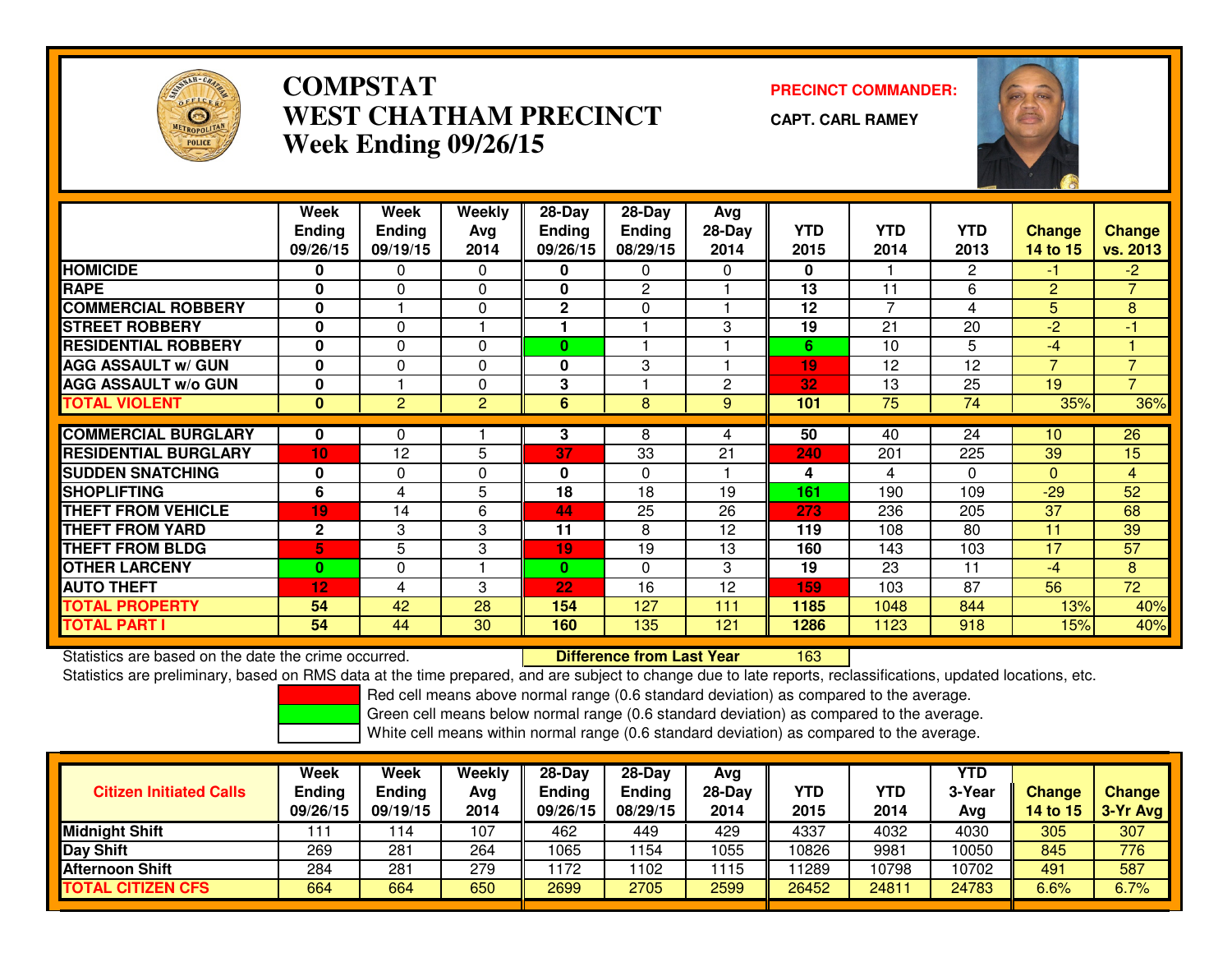# COMPSTAT
# WEST CHATHAM PRECINCT
## Week Ending 09/26/15

**PRECINCT COMMANDER:** CAPT. CARL RAMEY

| | Week Ending 09/26/15 | Week Ending 09/19/15 | Weekly Avg 2014 | 28-Day Ending 09/26/15 | 28-Day Ending 08/29/15 | Avg 28-Day 2014 | YTD 2015 | YTD 2014 | YTD 2013 | Change 14 to 15 | Change vs. 2013 |
|---|---|---|---|---|---|---|---|---|---|---|---|
| HOMICIDE | 0 | 0 | 0 | 0 | 0 | 0 | 0 | 1 | 2 | -1 | -2 |
| RAPE | 0 | 0 | 0 | 0 | 2 | 1 | 13 | 11 | 6 | 2 | 7 |
| COMMERCIAL ROBBERY | 0 | 1 | 0 | 2 | 0 | 1 | 12 | 7 | 4 | 5 | 8 |
| STREET ROBBERY | 0 | 0 | 1 | 1 | 1 | 3 | 19 | 21 | 20 | -2 | -1 |
| RESIDENTIAL ROBBERY | 0 | 0 | 0 | 0 | 1 | 1 | 6 | 10 | 5 | -4 | 1 |
| AGG ASSAULT w/ GUN | 0 | 0 | 0 | 0 | 3 | 1 | 19 | 12 | 12 | 7 | 7 |
| AGG ASSAULT w/o GUN | 0 | 1 | 0 | 3 | 1 | 2 | 32 | 13 | 25 | 19 | 7 |
| TOTAL VIOLENT | 0 | 2 | 2 | 6 | 8 | 9 | 101 | 75 | 74 | 35% | 36% |
| COMMERCIAL BURGLARY | 0 | 0 | 1 | 3 | 8 | 4 | 50 | 40 | 24 | 10 | 26 |
| RESIDENTIAL BURGLARY | 10 | 12 | 5 | 37 | 33 | 21 | 240 | 201 | 225 | 39 | 15 |
| SUDDEN SNATCHING | 0 | 0 | 0 | 0 | 0 | 1 | 4 | 4 | 0 | 0 | 4 |
| SHOPLIFTING | 6 | 4 | 5 | 18 | 18 | 19 | 161 | 190 | 109 | -29 | 52 |
| THEFT FROM VEHICLE | 19 | 14 | 6 | 44 | 25 | 26 | 273 | 236 | 205 | 37 | 68 |
| THEFT FROM YARD | 2 | 3 | 3 | 11 | 8 | 12 | 119 | 108 | 80 | 11 | 39 |
| THEFT FROM BLDG | 5 | 5 | 3 | 19 | 19 | 13 | 160 | 143 | 103 | 17 | 57 |
| OTHER LARCENY | 0 | 0 | 1 | 0 | 0 | 3 | 19 | 23 | 11 | -4 | 8 |
| AUTO THEFT | 12 | 4 | 3 | 22 | 16 | 12 | 159 | 103 | 87 | 56 | 72 |
| TOTAL PROPERTY | 54 | 42 | 28 | 154 | 127 | 111 | 1185 | 1048 | 844 | 13% | 40% |
| TOTAL PART I | 54 | 44 | 30 | 160 | 135 | 121 | 1286 | 1123 | 918 | 15% | 40% |

Statistics are based on the date the crime occurred. **Difference from Last Year** 163

Statistics are preliminary, based on RMS data at the time prepared, and are subject to change due to late reports, reclassifications, updated locations, etc.

Red cell means above normal range (0.6 standard deviation) as compared to the average.
Green cell means below normal range (0.6 standard deviation) as compared to the average.
White cell means within normal range (0.6 standard deviation) as compared to the average.

| Citizen Initiated Calls | Week Ending 09/26/15 | Week Ending 09/19/15 | Weekly Avg 2014 | 28-Day Ending 09/26/15 | 28-Day Ending 08/29/15 | Avg 28-Day 2014 | YTD 2015 | YTD 2014 | YTD 3-Year Avg | Change 14 to 15 | Change 3-Yr Avg |
|---|---|---|---|---|---|---|---|---|---|---|---|
| Midnight Shift | 111 | 114 | 107 | 462 | 449 | 429 | 4337 | 4032 | 4030 | 305 | 307 |
| Day Shift | 269 | 281 | 264 | 1065 | 1154 | 1055 | 10826 | 9981 | 10050 | 845 | 776 |
| Afternoon Shift | 284 | 281 | 279 | 1172 | 1102 | 1115 | 11289 | 10798 | 10702 | 491 | 587 |
| TOTAL CITIZEN CFS | 664 | 664 | 650 | 2699 | 2705 | 2599 | 26452 | 24811 | 24783 | 6.6% | 6.7% |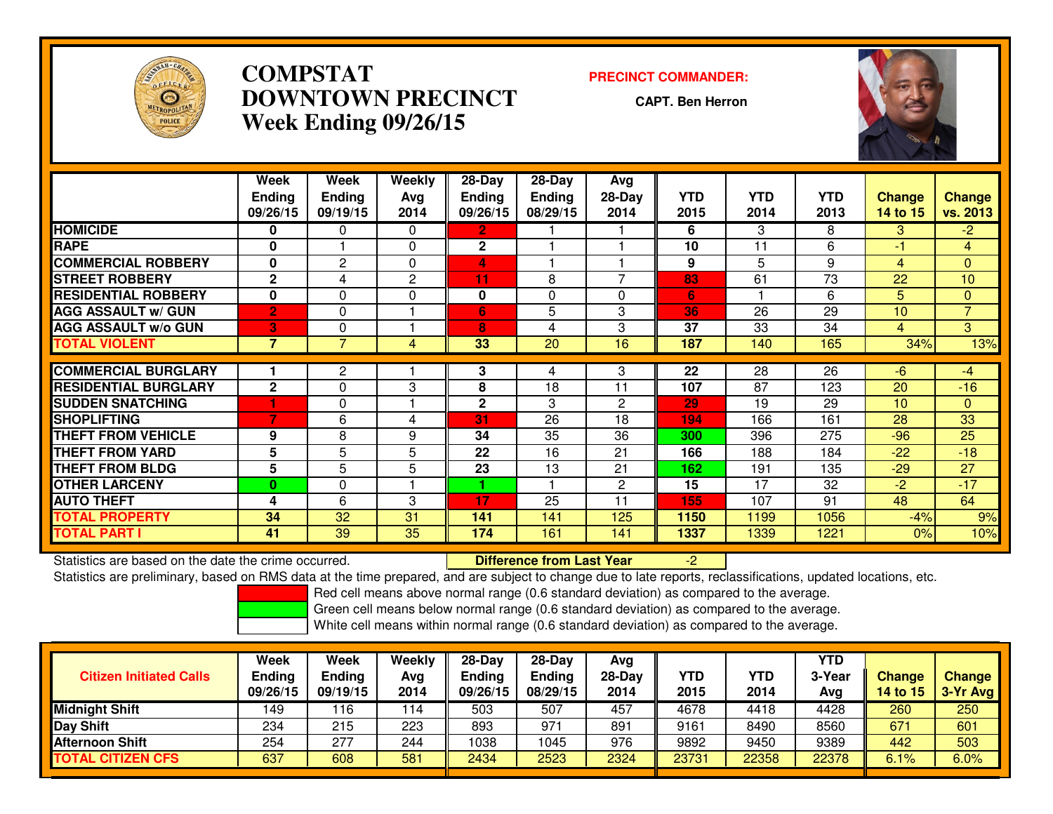# COMPSTAT DOWNTOWN PRECINCT
## Week Ending 09/26/15

**PRECINCT COMMANDER:**

**CAPT. Ben Herron**

| | Week Ending 09/26/15 | Week Ending 09/19/15 | Weekly Avg 2014 | 28-Day Ending 09/26/15 | 28-Day Ending 08/29/15 | Avg 28-Day 2014 | YTD 2015 | YTD 2014 | YTD 2013 | Change 14 to 15 | Change vs. 2013 |
|---|---|---|---|---|---|---|---|---|---|---|---|
| HOMICIDE | 0 | 0 | 0 | 2 | 1 | 1 | 6 | 3 | 8 | 3 | -2 |
| RAPE | 0 | 1 | 0 | 2 | 1 | 1 | 10 | 11 | 6 | -1 | 4 |
| COMMERCIAL ROBBERY | 0 | 2 | 0 | 4 | 1 | 1 | 9 | 5 | 9 | 4 | 0 |
| STREET ROBBERY | 2 | 4 | 2 | 11 | 8 | 7 | 83 | 61 | 73 | 22 | 10 |
| RESIDENTIAL ROBBERY | 0 | 0 | 0 | 0 | 0 | 0 | 6 | 1 | 6 | 5 | 0 |
| AGG ASSAULT w/ GUN | 2 | 0 | 1 | 6 | 5 | 3 | 36 | 26 | 29 | 10 | 7 |
| AGG ASSAULT w/o GUN | 3 | 0 | 1 | 8 | 4 | 3 | 37 | 33 | 34 | 4 | 3 |
| TOTAL VIOLENT | 7 | 7 | 4 | 33 | 20 | 16 | 187 | 140 | 165 | 34% | 13% |
| COMMERCIAL BURGLARY | 1 | 2 | 1 | 3 | 4 | 3 | 22 | 28 | 26 | -6 | -4 |
| RESIDENTIAL BURGLARY | 2 | 0 | 3 | 8 | 18 | 11 | 107 | 87 | 123 | 20 | -16 |
| SUDDEN SNATCHING | 1 | 0 | 1 | 2 | 3 | 2 | 29 | 19 | 29 | 10 | 0 |
| SHOPLIFTING | 7 | 6 | 4 | 31 | 26 | 18 | 194 | 166 | 161 | 28 | 33 |
| THEFT FROM VEHICLE | 9 | 8 | 9 | 34 | 35 | 36 | 300 | 396 | 275 | -96 | 25 |
| THEFT FROM YARD | 5 | 5 | 5 | 22 | 16 | 21 | 166 | 188 | 184 | -22 | -18 |
| THEFT FROM BLDG | 5 | 5 | 5 | 23 | 13 | 21 | 162 | 191 | 135 | -29 | 27 |
| OTHER LARCENY | 0 | 0 | 1 | 1 | 1 | 2 | 15 | 17 | 32 | -2 | -17 |
| AUTO THEFT | 4 | 6 | 3 | 17 | 25 | 11 | 155 | 107 | 91 | 48 | 64 |
| TOTAL PROPERTY | 34 | 32 | 31 | 141 | 141 | 125 | 1150 | 1199 | 1056 | -4% | 9% |
| TOTAL PART I | 41 | 39 | 35 | 174 | 161 | 141 | 1337 | 1339 | 1221 | 0% | 10% |

Statistics are based on the date the crime occurred. **Difference from Last Year** -2

Statistics are preliminary, based on RMS data at the time prepared, and are subject to change due to late reports, reclassifications, updated locations, etc.

Red cell means above normal range (0.6 standard deviation) as compared to the average.

Green cell means below normal range (0.6 standard deviation) as compared to the average.

White cell means within normal range (0.6 standard deviation) as compared to the average.

| Citizen Initiated Calls | Week Ending 09/26/15 | Week Ending 09/19/15 | Weekly Avg 2014 | 28-Day Ending 09/26/15 | 28-Day Ending 08/29/15 | Avg 28-Day 2014 | YTD 2015 | YTD 2014 | YTD 3-Year Avg | Change 14 to 15 | Change 3-Yr Avg |
|---|---|---|---|---|---|---|---|---|---|---|---|
| Midnight Shift | 149 | 116 | 114 | 503 | 507 | 457 | 4678 | 4418 | 4428 | 260 | 250 |
| Day Shift | 234 | 215 | 223 | 893 | 971 | 891 | 9161 | 8490 | 8560 | 671 | 601 |
| Afternoon Shift | 254 | 277 | 244 | 1038 | 1045 | 976 | 9892 | 9450 | 9389 | 442 | 503 |
| TOTAL CITIZEN CFS | 637 | 608 | 581 | 2434 | 2523 | 2324 | 23731 | 22358 | 22378 | 6.1% | 6.0% |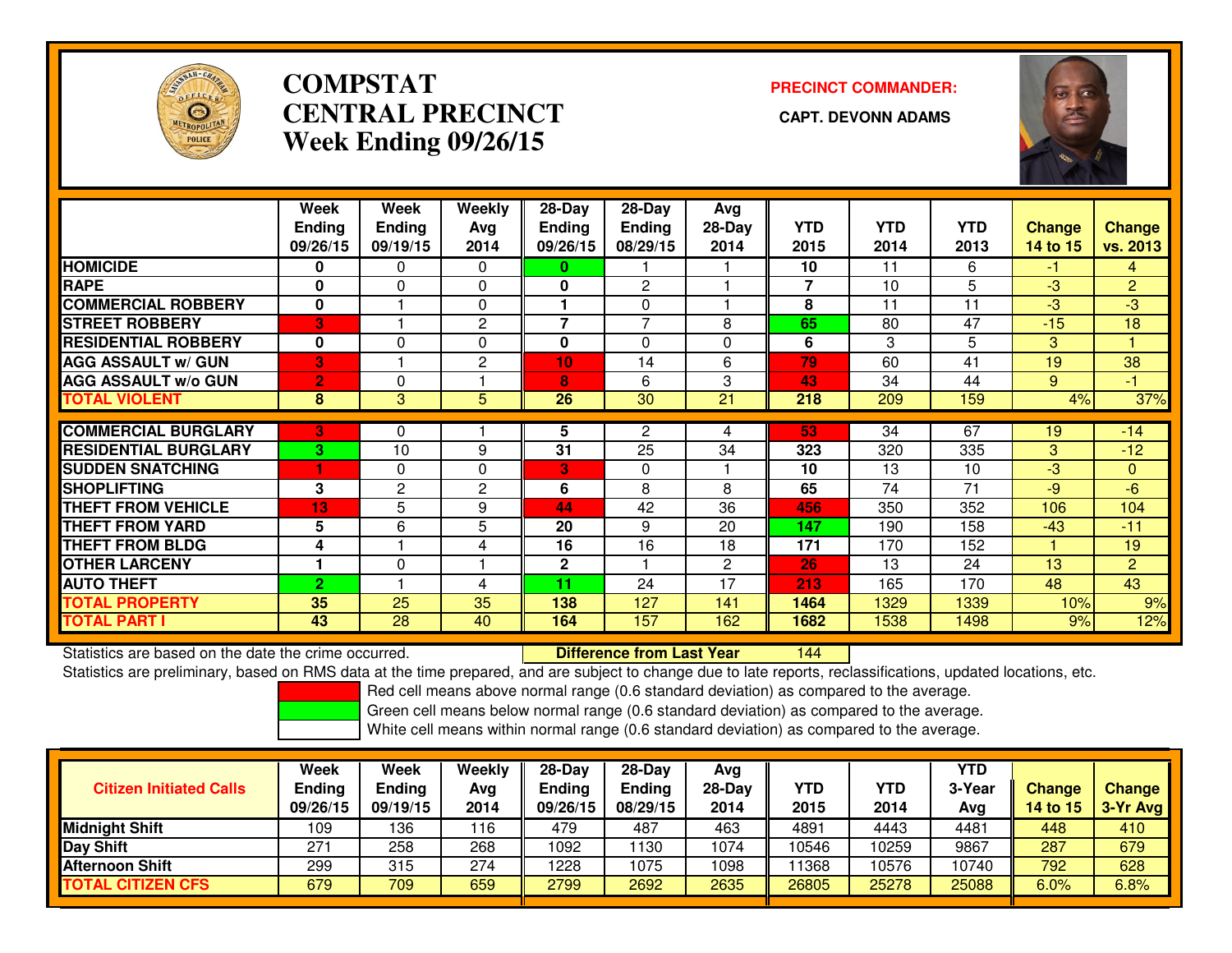# COMPSTAT
# CENTRAL PRECINCT
# Week Ending 09/26/15

**PRECINCT COMMANDER:**

**CAPT. DEVONN ADAMS**

| | Week Ending 09/26/15 | Week Ending 09/19/15 | Weekly Avg 2014 | 28-Day Ending 09/26/15 | 28-Day Ending 08/29/15 | Avg 28-Day 2014 | YTD 2015 | YTD 2014 | YTD 2013 | Change 14 to 15 | Change vs. 2013 |
|---|---|---|---|---|---|---|---|---|---|---|---|
| HOMICIDE | 0 | 0 | 0 | 0 | 1 | 1 | 10 | 11 | 6 | -1 | 4 |
| RAPE | 0 | 0 | 0 | 0 | 2 | 1 | 7 | 10 | 5 | -3 | 2 |
| COMMERCIAL ROBBERY | 0 | 1 | 0 | 1 | 0 | 1 | 8 | 11 | 11 | -3 | -3 |
| STREET ROBBERY | 3 | 1 | 2 | 7 | 7 | 8 | 65 | 80 | 47 | -15 | 18 |
| RESIDENTIAL ROBBERY | 0 | 0 | 0 | 0 | 0 | 0 | 6 | 3 | 5 | 3 | 1 |
| AGG ASSAULT w/ GUN | 3 | 1 | 2 | 10 | 14 | 6 | 79 | 60 | 41 | 19 | 38 |
| AGG ASSAULT w/o GUN | 2 | 0 | 1 | 8 | 6 | 3 | 43 | 34 | 44 | 9 | -1 |
| TOTAL VIOLENT | 8 | 3 | 5 | 26 | 30 | 21 | 218 | 209 | 159 | 4% | 37% |
| COMMERCIAL BURGLARY | 3 | 0 | 1 | 5 | 2 | 4 | 53 | 34 | 67 | 19 | -14 |
| RESIDENTIAL BURGLARY | 3 | 10 | 9 | 31 | 25 | 34 | 323 | 320 | 335 | 3 | -12 |
| SUDDEN SNATCHING | 1 | 0 | 0 | 3 | 0 | 1 | 10 | 13 | 10 | -3 | 0 |
| SHOPLIFTING | 3 | 2 | 2 | 6 | 8 | 8 | 65 | 74 | 71 | -9 | -6 |
| THEFT FROM VEHICLE | 13 | 5 | 9 | 44 | 42 | 36 | 456 | 350 | 352 | 106 | 104 |
| THEFT FROM YARD | 5 | 6 | 5 | 20 | 9 | 20 | 147 | 190 | 158 | -43 | -11 |
| THEFT FROM BLDG | 4 | 1 | 4 | 16 | 16 | 18 | 171 | 170 | 152 | 1 | 19 |
| OTHER LARCENY | 1 | 0 | 1 | 2 | 1 | 2 | 26 | 13 | 24 | 13 | 2 |
| AUTO THEFT | 2 | 1 | 4 | 11 | 24 | 17 | 213 | 165 | 170 | 48 | 43 |
| TOTAL PROPERTY | 35 | 25 | 35 | 138 | 127 | 141 | 1464 | 1329 | 1339 | 10% | 9% |
| TOTAL PART I | 43 | 28 | 40 | 164 | 157 | 162 | 1682 | 1538 | 1498 | 9% | 12% |

Statistics are based on the date the crime occurred. **Difference from Last Year** 144

Statistics are preliminary, based on RMS data at the time prepared, and are subject to change due to late reports, reclassifications, updated locations, etc.

Red cell means above normal range (0.6 standard deviation) as compared to the average.

Green cell means below normal range (0.6 standard deviation) as compared to the average.

White cell means within normal range (0.6 standard deviation) as compared to the average.

| Citizen Initiated Calls | Week Ending 09/26/15 | Week Ending 09/19/15 | Weekly Avg 2014 | 28-Day Ending 09/26/15 | 28-Day Ending 08/29/15 | Avg 28-Day 2014 | YTD 2015 | YTD 2014 | YTD 3-Year Avg | Change 14 to 15 | Change 3-Yr Avg |
|---|---|---|---|---|---|---|---|---|---|---|---|
| Midnight Shift | 109 | 136 | 116 | 479 | 487 | 463 | 4891 | 4443 | 4481 | 448 | 410 |
| Day Shift | 271 | 258 | 268 | 1092 | 1130 | 1074 | 10546 | 10259 | 9867 | 287 | 679 |
| Afternoon Shift | 299 | 315 | 274 | 1228 | 1075 | 1098 | 11368 | 10576 | 10740 | 792 | 628 |
| TOTAL CITIZEN CFS | 679 | 709 | 659 | 2799 | 2692 | 2635 | 26805 | 25278 | 25088 | 6.0% | 6.8% |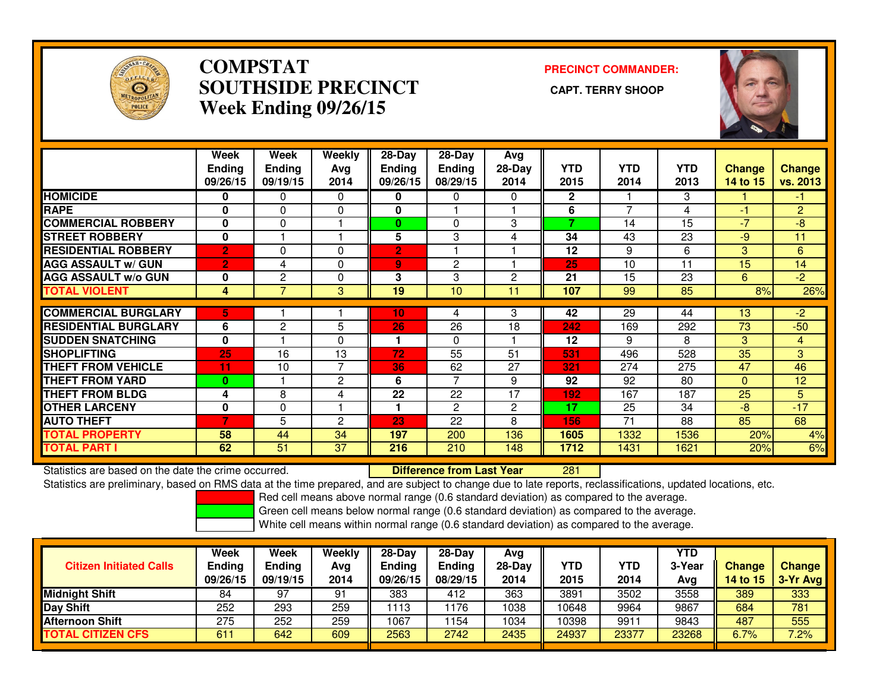# COMPSTAT
# SOUTHSIDE PRECINCT
# Week Ending 09/26/15

**PRECINCT COMMANDER:**

**CAPT. TERRY SHOOP**

| | Week Ending 09/26/15 | Week Ending 09/19/15 | Weekly Avg 2014 | 28-Day Ending 09/26/15 | 28-Day Ending 08/29/15 | Avg 28-Day 2014 | YTD 2015 | YTD 2014 | YTD 2013 | Change 14 to 15 | Change vs. 2013 |
|---|---|---|---|---|---|---|---|---|---|---|---|
| HOMICIDE | 0 | 0 | 0 | 0 | 0 | 0 | 2 | 1 | 3 | 1 | -1 |
| RAPE | 0 | 0 | 0 | 0 | 1 | 1 | 6 | 7 | 4 | -1 | 2 |
| COMMERCIAL ROBBERY | 0 | 0 | 1 | 0 | 0 | 3 | 7 | 14 | 15 | -7 | -8 |
| STREET ROBBERY | 0 | 1 | 1 | 5 | 3 | 4 | 34 | 43 | 23 | -9 | 11 |
| RESIDENTIAL ROBBERY | 2 | 0 | 0 | 2 | 1 | 1 | 12 | 9 | 6 | 3 | 6 |
| AGG ASSAULT w/ GUN | 2 | 4 | 0 | 9 | 2 | 1 | 25 | 10 | 11 | 15 | 14 |
| AGG ASSAULT w/o GUN | 0 | 2 | 0 | 3 | 3 | 2 | 21 | 15 | 23 | 6 | -2 |
| TOTAL VIOLENT | 4 | 7 | 3 | 19 | 10 | 11 | 107 | 99 | 85 | 8% | 26% |
| COMMERCIAL BURGLARY | 5 | 1 | 1 | 10 | 4 | 3 | 42 | 29 | 44 | 13 | -2 |
| RESIDENTIAL BURGLARY | 6 | 2 | 5 | 26 | 26 | 18 | 242 | 169 | 292 | 73 | -50 |
| SUDDEN SNATCHING | 0 | 1 | 0 | 1 | 0 | 1 | 12 | 9 | 8 | 3 | 4 |
| SHOPLIFTING | 25 | 16 | 13 | 72 | 55 | 51 | 531 | 496 | 528 | 35 | 3 |
| THEFT FROM VEHICLE | 11 | 10 | 7 | 36 | 62 | 27 | 321 | 274 | 275 | 47 | 46 |
| THEFT FROM YARD | 0 | 1 | 2 | 6 | 7 | 9 | 92 | 92 | 80 | 0 | 12 |
| THEFT FROM BLDG | 4 | 8 | 4 | 22 | 22 | 17 | 192 | 167 | 187 | 25 | 5 |
| OTHER LARCENY | 0 | 0 | 1 | 1 | 2 | 2 | 17 | 25 | 34 | -8 | -17 |
| AUTO THEFT | 7 | 5 | 2 | 23 | 22 | 8 | 156 | 71 | 88 | 85 | 68 |
| TOTAL PROPERTY | 58 | 44 | 34 | 197 | 200 | 136 | 1605 | 1332 | 1536 | 20% | 4% |
| TOTAL PART I | 62 | 51 | 37 | 216 | 210 | 148 | 1712 | 1431 | 1621 | 20% | 6% |

Statistics are based on the date the crime occurred. **Difference from Last Year** 281

Statistics are preliminary, based on RMS data at the time prepared, and are subject to change due to late reports, reclassifications, updated locations, etc.

Red cell means above normal range (0.6 standard deviation) as compared to the average.

Green cell means below normal range (0.6 standard deviation) as compared to the average.

White cell means within normal range (0.6 standard deviation) as compared to the average.

| Citizen Initiated Calls | Week Ending 09/26/15 | Week Ending 09/19/15 | Weekly Avg 2014 | 28-Day Ending 09/26/15 | 28-Day Ending 08/29/15 | Avg 28-Day 2014 | YTD 2015 | YTD 2014 | YTD 3-Year Avg | Change 14 to 15 | Change 3-Yr Avg |
|---|---|---|---|---|---|---|---|---|---|---|---|
| Midnight Shift | 84 | 97 | 91 | 383 | 412 | 363 | 3891 | 3502 | 3558 | 389 | 333 |
| Day Shift | 252 | 293 | 259 | 1113 | 1176 | 1038 | 10648 | 9964 | 9867 | 684 | 781 |
| Afternoon Shift | 275 | 252 | 259 | 1067 | 1154 | 1034 | 10398 | 9911 | 9843 | 487 | 555 |
| TOTAL CITIZEN CFS | 611 | 642 | 609 | 2563 | 2742 | 2435 | 24937 | 23377 | 23268 | 6.7% | 7.2% |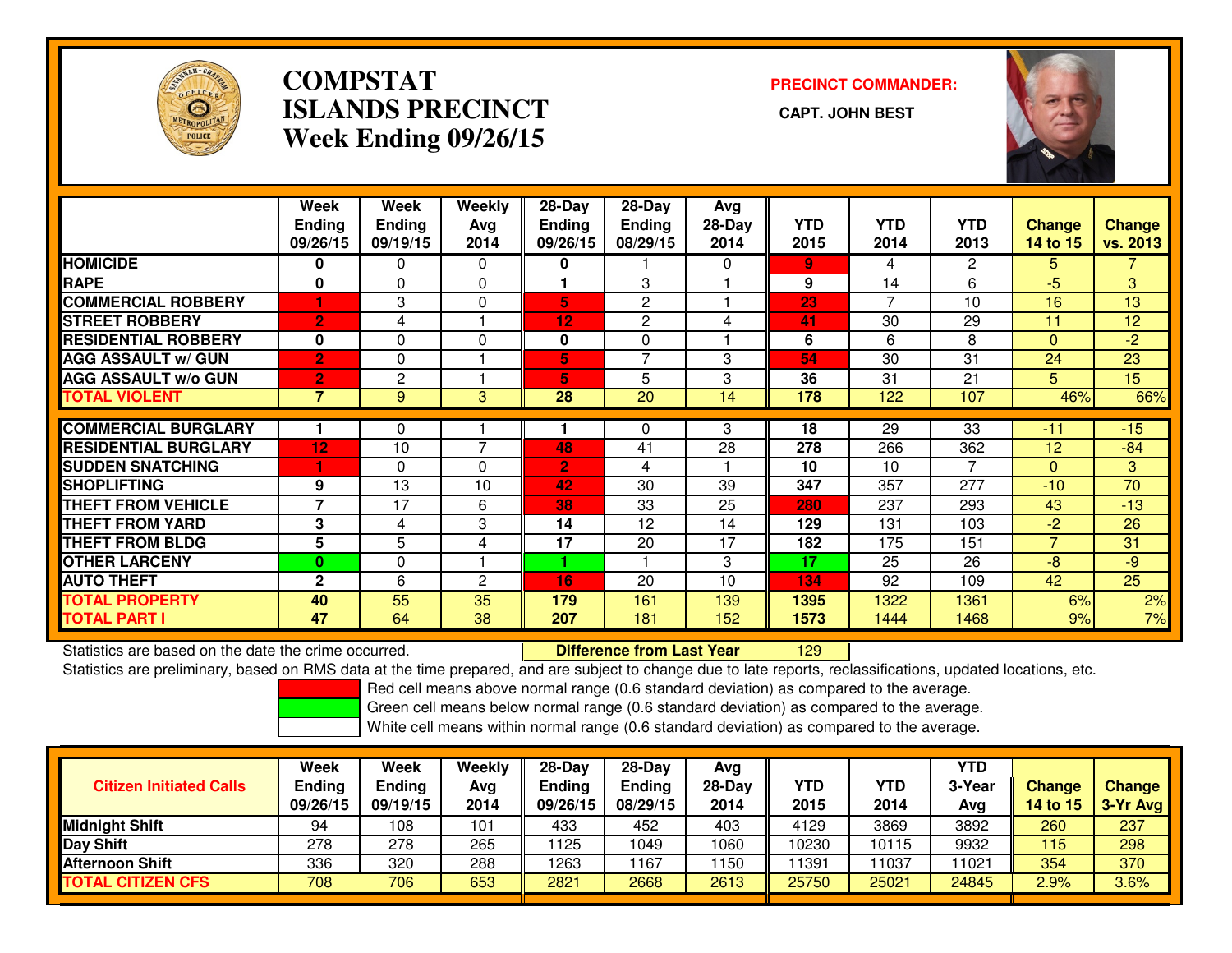# COMPSTAT
# ISLANDS PRECINCT
# Week Ending 09/26/15

**PRECINCT COMMANDER:**

**CAPT. JOHN BEST**

| | Week Ending 09/26/15 | Week Ending 09/19/15 | Weekly Avg 2014 | 28-Day Ending 09/26/15 | 28-Day Ending 08/29/15 | Avg 28-Day 2014 | YTD 2015 | YTD 2014 | YTD 2013 | Change 14 to 15 | Change vs. 2013 |
|---|---|---|---|---|---|---|---|---|---|---|---|
| HOMICIDE | 0 | 0 | 0 | 0 | 1 | 0 | 9 | 4 | 2 | 5 | 7 |
| RAPE | 0 | 0 | 0 | 1 | 3 | 1 | 9 | 14 | 6 | -5 | 3 |
| COMMERCIAL ROBBERY | 1 | 3 | 0 | 5 | 2 | 1 | 23 | 7 | 10 | 16 | 13 |
| STREET ROBBERY | 2 | 4 | 1 | 12 | 2 | 4 | 41 | 30 | 29 | 11 | 12 |
| RESIDENTIAL ROBBERY | 0 | 0 | 0 | 0 | 0 | 1 | 6 | 6 | 8 | 0 | -2 |
| AGG ASSAULT w/ GUN | 2 | 0 | 1 | 5 | 7 | 3 | 54 | 30 | 31 | 24 | 23 |
| AGG ASSAULT w/o GUN | 2 | 2 | 1 | 5 | 5 | 3 | 36 | 31 | 21 | 5 | 15 |
| TOTAL VIOLENT | 7 | 9 | 3 | 28 | 20 | 14 | 178 | 122 | 107 | 46% | 66% |
| COMMERCIAL BURGLARY | 1 | 0 | 1 | 1 | 0 | 3 | 18 | 29 | 33 | -11 | -15 |
| RESIDENTIAL BURGLARY | 12 | 10 | 7 | 48 | 41 | 28 | 278 | 266 | 362 | 12 | -84 |
| SUDDEN SNATCHING | 1 | 0 | 0 | 2 | 4 | 1 | 10 | 10 | 7 | 0 | 3 |
| SHOPLIFTING | 9 | 13 | 10 | 42 | 30 | 39 | 347 | 357 | 277 | -10 | 70 |
| THEFT FROM VEHICLE | 7 | 17 | 6 | 38 | 33 | 25 | 280 | 237 | 293 | 43 | -13 |
| THEFT FROM YARD | 3 | 4 | 3 | 14 | 12 | 14 | 129 | 131 | 103 | -2 | 26 |
| THEFT FROM BLDG | 5 | 5 | 4 | 17 | 20 | 17 | 182 | 175 | 151 | 7 | 31 |
| OTHER LARCENY | 0 | 0 | 1 | 1 | 1 | 3 | 17 | 25 | 26 | -8 | -9 |
| AUTO THEFT | 2 | 6 | 2 | 16 | 20 | 10 | 134 | 92 | 109 | 42 | 25 |
| TOTAL PROPERTY | 40 | 55 | 35 | 179 | 161 | 139 | 1395 | 1322 | 1361 | 6% | 2% |
| TOTAL PART I | 47 | 64 | 38 | 207 | 181 | 152 | 1573 | 1444 | 1468 | 9% | 7% |

Statistics are based on the date the crime occurred. **Difference from Last Year** 129

Statistics are preliminary, based on RMS data at the time prepared, and are subject to change due to late reports, reclassifications, updated locations, etc.

Red cell means above normal range (0.6 standard deviation) as compared to the average.

Green cell means below normal range (0.6 standard deviation) as compared to the average.

White cell means within normal range (0.6 standard deviation) as compared to the average.

| Citizen Initiated Calls | Week Ending 09/26/15 | Week Ending 09/19/15 | Weekly Avg 2014 | 28-Day Ending 09/26/15 | 28-Day Ending 08/29/15 | Avg 28-Day 2014 | YTD 2015 | YTD 2014 | YTD 3-Year Avg | Change 14 to 15 | Change 3-Yr Avg |
|---|---|---|---|---|---|---|---|---|---|---|---|
| Midnight Shift | 94 | 108 | 101 | 433 | 452 | 403 | 4129 | 3869 | 3892 | 260 | 237 |
| Day Shift | 278 | 278 | 265 | 1125 | 1049 | 1060 | 10230 | 10115 | 9932 | 115 | 298 |
| Afternoon Shift | 336 | 320 | 288 | 1263 | 1167 | 1150 | 11391 | 11037 | 11021 | 354 | 370 |
| TOTAL CITIZEN CFS | 708 | 706 | 653 | 2821 | 2668 | 2613 | 25750 | 25021 | 24845 | 2.9% | 3.6% |